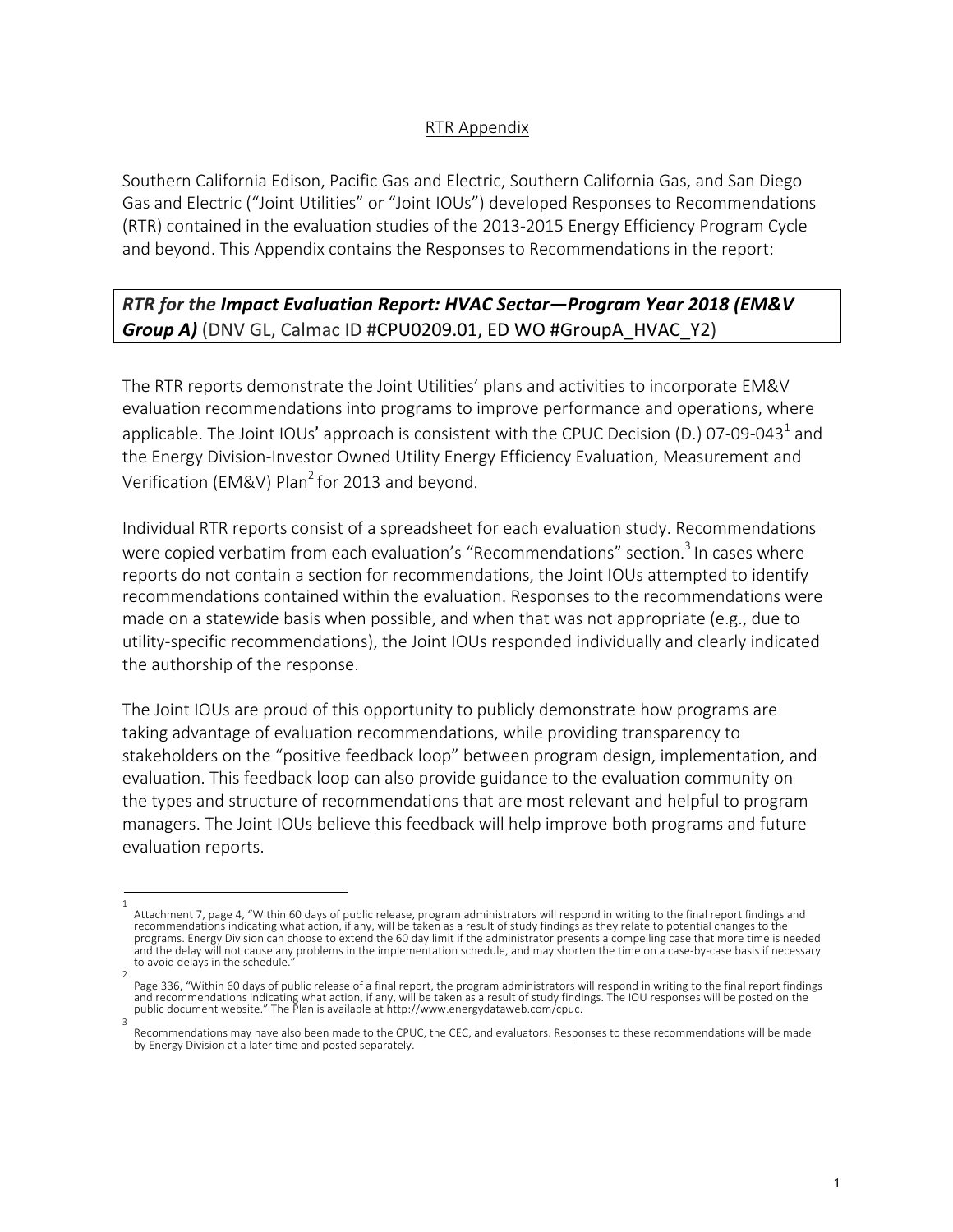## RTR Appendix

Southern California Edison, Pacific Gas and Electric, Southern California Gas, and San Diego Gas and Electric ("Joint Utilities" or "Joint IOUs") developed Responses to Recommendations (RTR) contained in the evaluation studies of the 2013-2015 Energy Efficiency Program Cycle and beyond. This Appendix contains the Responses to Recommendations in the report:

***RTR for the Impact Evaluation Report: HVAC Sector—Program Year 2018 (EM&V Group A)*** (DNV GL, Calmac ID #CPU0209.01, ED WO #GroupA_HVAC_Y2)

The RTR reports demonstrate the Joint Utilities' plans and activities to incorporate EM&V evaluation recommendations into programs to improve performance and operations, where applicable. The Joint IOUs' approach is consistent with the CPUC Decision (D.) 07-09-043[1] and the Energy Division-Investor Owned Utility Energy Efficiency Evaluation, Measurement and Verification (EM&V) Plan[2] for 2013 and beyond.

Individual RTR reports consist of a spreadsheet for each evaluation study. Recommendations were copied verbatim from each evaluation's "Recommendations" section.[3] In cases where reports do not contain a section for recommendations, the Joint IOUs attempted to identify recommendations contained within the evaluation. Responses to the recommendations were made on a statewide basis when possible, and when that was not appropriate (e.g., due to utility-specific recommendations), the Joint IOUs responded individually and clearly indicated the authorship of the response.

The Joint IOUs are proud of this opportunity to publicly demonstrate how programs are taking advantage of evaluation recommendations, while providing transparency to stakeholders on the "positive feedback loop" between program design, implementation, and evaluation. This feedback loop can also provide guidance to the evaluation community on the types and structure of recommendations that are most relevant and helpful to program managers. The Joint IOUs believe this feedback will help improve both programs and future evaluation reports.

---

[1] Attachment 7, page 4, "Within 60 days of public release, program administrators will respond in writing to the final report findings and recommendations indicating what action, if any, will be taken as a result of study findings as they relate to potential changes to the programs. Energy Division can choose to extend the 60 day limit if the administrator presents a compelling case that more time is needed and the delay will not cause any problems in the implementation schedule, and may shorten the time on a case-by-case basis if necessary to avoid delays in the schedule."

[2] Page 336, "Within 60 days of public release of a final report, the program administrators will respond in writing to the final report findings and recommendations indicating what action, if any, will be taken as a result of study findings. The IOU responses will be posted on the public document website." The Plan is available at http://www.energydataweb.com/cpuc.

[3] Recommendations may have also been made to the CPUC, the CEC, and evaluators. Responses to these recommendations will be made by Energy Division at a later time and posted separately.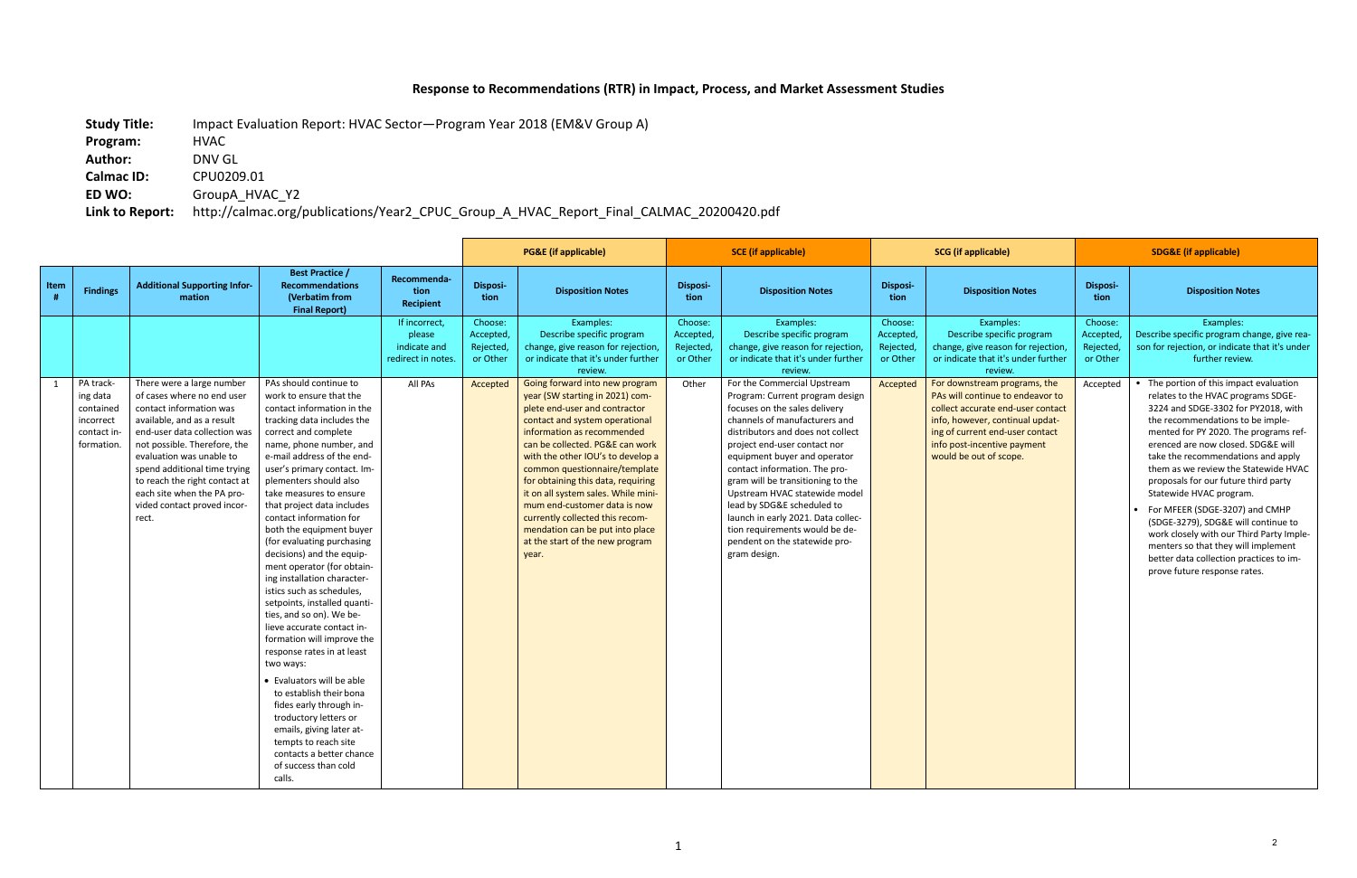## Response to Recommendations (RTR) in Impact, Process, and Market Assessment Studies

**Study Title:** Impact Evaluation Report: HVAC Sector—Program Year 2018 (EM&V Group A)
**Program:** HVAC
**Author:** DNV GL
**Calmac ID:** CPU0209.01
**ED WO:** GroupA_HVAC_Y2
**Link to Report:** http://calmac.org/publications/Year2_CPUC_Group_A_HVAC_Report_Final_CALMAC_20200420.pdf

| | | | | | PG&E (if applicable) | | SCE (if applicable) | | SCG (if applicable) | | SDG&E (if applicable) | |
|---|---|---|---|---|---|---|---|---|---|---|---|---|
| Item # | Findings | Additional Supporting Information | Best Practice / Recommendations (Verbatim from Final Report) | Recommendation Recipient | Disposition | Disposition Notes | Disposition | Disposition Notes | Disposition | Disposition Notes | Disposition | Disposition Notes |
| | | | | If incorrect, please indicate and redirect in notes. | Choose: Accepted, Rejected, or Other | Examples: Describe specific program change, give reason for rejection, or indicate that it's under further review. | Choose: Accepted, Rejected, or Other | Examples: Describe specific program change, give reason for rejection, or indicate that it's under further review. | Choose: Accepted, Rejected, or Other | Examples: Describe specific program change, give reason for rejection, or indicate that it's under further review. | Choose: Accepted, Rejected, or Other | Examples: Describe specific program change, give reason for rejection, or indicate that it's under further review. |
| 1 | PA tracking data contained incorrect contact information. | There were a large number of cases where no end user contact information was available, and as a result end-user data collection was not possible. Therefore, the evaluation was unable to spend additional time trying to reach the right contact at each site when the PA provided contact proved incorrect. | PAs should continue to work to ensure that the contact information in the tracking data includes the correct and complete name, phone number, and e-mail address of the end-user's primary contact. Implementers should also take measures to ensure that project data includes contact information for both the equipment buyer (for evaluating purchasing decisions) and the equipment operator (for obtaining installation characteristics such as schedules, setpoints, installed quantities, and so on). We believe accurate contact information will improve the response rates in at least two ways: • Evaluators will be able to establish their bona fides early through introductory letters or emails, giving later attempts to reach site contacts a better chance of success than cold calls. | All PAs | Accepted | Going forward into new program year (SW starting in 2021) complete end-user and contractor contact and system operational information as recommended information can be collected. PG&E can work with the other IOU's to develop a common questionnaire/template for obtaining this data, requiring it on all system sales. While minimum end-customer data is now currently collected this recommendation can be put into place at the start of the new program year. | Other | For the Commercial Upstream Program: Current program design focuses on the sales delivery channels of manufacturers and distributors and does not collect project end-user contact nor equipment buyer and operator contact information. The program will be transitioning to the Upstream HVAC statewide model lead by SDG&E scheduled to launch in early 2021. Data collection requirements would be dependent on the statewide program design. | Accepted | For downstream programs, the PAs will continue to endeavor to collect accurate end-user contact info, however, continual updating of current end-user contact info post-incentive payment would be out of scope. | Accepted | • The portion of this impact evaluation relates to the HVAC programs SDGE-3224 and SDGE-3302 for PY2018, with the recommendations to be implemented for PY 2020. The programs referenced are now closed. SDG&E will take the recommendations and apply them as we review the Statewide HVAC proposals for our future third party Statewide HVAC program. • For MFEER (SDGE-3207) and CMHP (SDGE-3279), SDG&E will continue to work closely with our Third Party Implementers so that they will implement better data collection practices to improve future response rates. |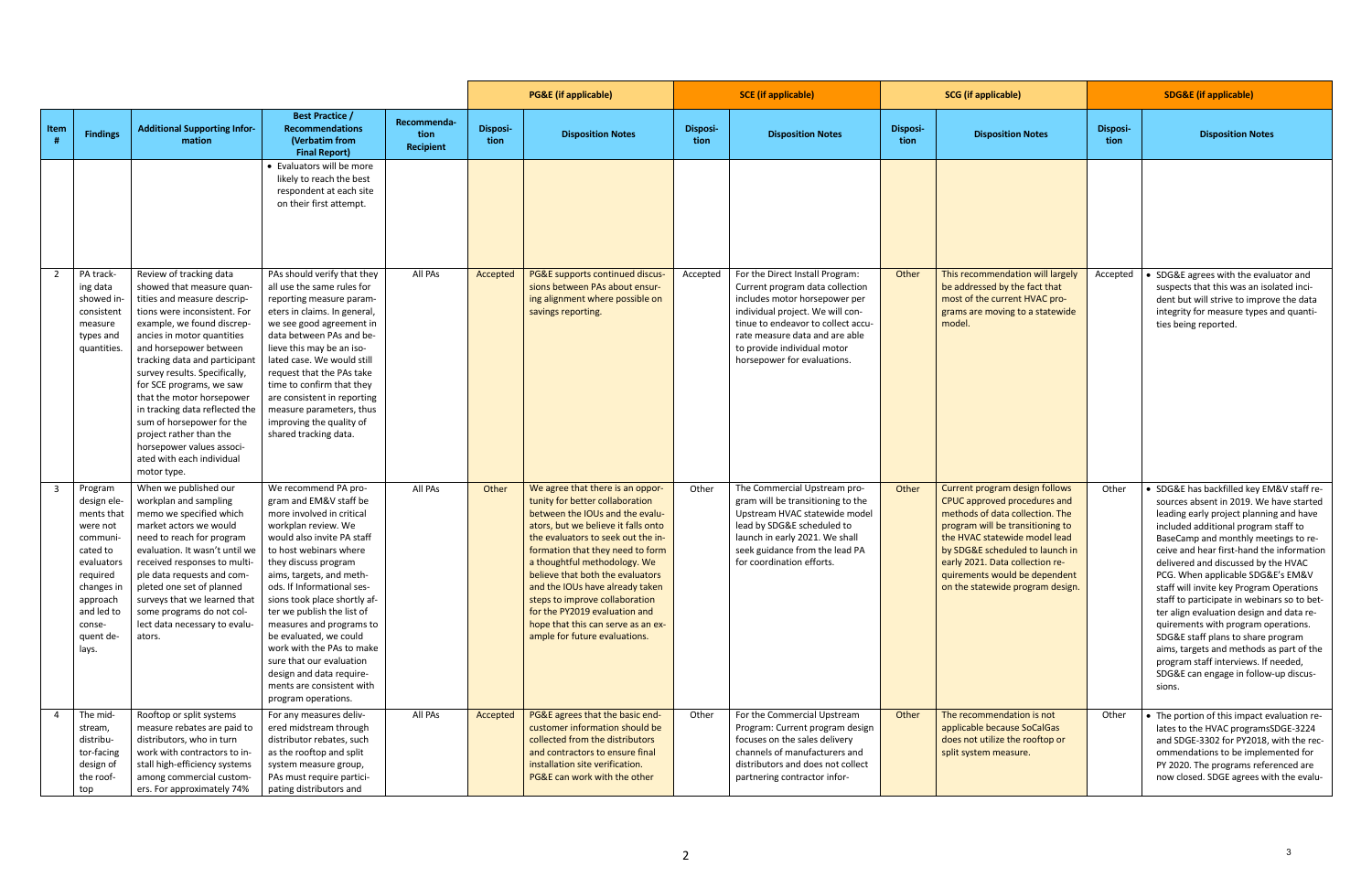| Item # | Findings | Additional Supporting Information | Best Practice / Recommendations (Verbatim from Final Report) | Recommendation Recipient | PG&E (if applicable) | | SCE (if applicable) | | SCG (if applicable) | | SDG&E (if applicable) | |
|---|---|---|---|---|---|---|---|---|---|---|---|---|
| | | | | | Disposition | Disposition Notes | Disposition | Disposition Notes | Disposition | Disposition Notes | Disposition | Disposition Notes |
| | | | • Evaluators will be more likely to reach the best respondent at each site on their first attempt. | | | | | | | | | |
| 2 | PA tracking data showed inconsistent measure types and quantities. | Review of tracking data showed that measure quantities and measure descriptions were inconsistent. For example, we found discrepancies in motor quantities and horsepower between tracking data and participant survey results. Specifically, for SCE programs, we saw that the motor horsepower in tracking data reflected the sum of horsepower for the project rather than the horsepower values associated with each individual motor type. | PAs should verify that they all use the same rules for reporting measure parameters in claims. In general, we see good agreement in data between PAs and believe this may be an isolated case. We would still request that the PAs take time to confirm that they are consistent in reporting measure parameters, thus improving the quality of shared tracking data. | All PAs | Accepted | PG&E supports continued discussions between PAs about ensuring alignment where possible on savings reporting. | Accepted | For the Direct Install Program: Current program data collection includes motor horsepower per individual project. We will continue to endeavor to collect accurate measure data and are able to provide individual motor horsepower for evaluations. | Other | This recommendation will largely be addressed by the fact that most of the current HVAC programs are moving to a statewide model. | Accepted | • SDG&E agrees with the evaluator and suspects that this was an isolated incident but will strive to improve the data integrity for measure types and quantities being reported. |
| 3 | Program design elements that were not communicated to evaluators required changes in approach and led to consequent delays. | When we published our workplan and sampling memo we specified which market actors we would need to reach for program evaluation. It wasn't until we received responses to multiple data requests and completed one set of planned surveys that we learned that some programs do not collect data necessary to evaluators. | We recommend PA program and EM&V staff be more involved in critical workplan review. We would also invite PA staff to host webinars where they discuss program aims, targets, and methods. If informational sessions took place shortly after we publish the list of measures and programs to be evaluated, we could work with the PAs to make sure that our evaluation design and data requirements are consistent with program operations. | All PAs | Other | We agree that there is an opportunity for better collaboration between the IOUs and the evaluators, but we believe it falls onto the evaluators to seek out the information that they need to form a thoughtful methodology. We believe that both the evaluators and the IOUs have already taken steps to improve collaboration for the PY2019 evaluation and hope that this can serve as an example for future evaluations. | Other | The Commercial Upstream program will be transitioning to the Upstream HVAC statewide model lead by SDG&E scheduled to launch in early 2021. We shall seek guidance from the lead PA for coordination efforts. | Other | Current program design follows CPUC approved procedures and methods of data collection. The program will be transitioning to the HVAC statewide model lead by SDG&E scheduled to launch in early 2021. Data collection requirements would be dependent on the statewide program design. | Other | • SDG&E has backfilled key EM&V staff resources absent in 2019. We have started leading early project planning and have included additional program staff to BaseCamp and monthly meetings to receive and hear first-hand the information delivered and discussed by the HVAC PCG. When applicable SDG&E's EM&V staff will invite key Program Operations staff to participate in webinars so to better align evaluation design and data requirements with program operations. SDG&E staff plans to share program aims, targets and methods as part of the program staff interviews. If needed, SDG&E can engage in follow-up discussions. |
| 4 | The midstream, distributor-facing design of the rooftop | Rooftop or split systems measure rebates are paid to distributors, who in turn work with contractors to install high-efficiency systems among commercial customers. For approximately 74% | For any measures delivered midstream through distributor rebates, such as the rooftop and split system measure group, PAs must require participating distributors and | All PAs | Accepted | PG&E agrees that the basic end-customer information should be collected from the distributors and contractors to ensure final installation site verification. PG&E can work with the other | Other | For the Commercial Upstream Program: Current program design focuses on the sales delivery channels of manufacturers and distributors and does not collect partnering contractor infor- | Other | The recommendation is not applicable because SoCalGas does not utilize the rooftop or split system measure. | Other | • The portion of this impact evaluation relates to the HVAC programsSDGE-3224 and SDGE-3302 for PY2018, with the recommendations to be implemented for PY 2020. The programs referenced are now closed. SDGE agrees with the evalu- |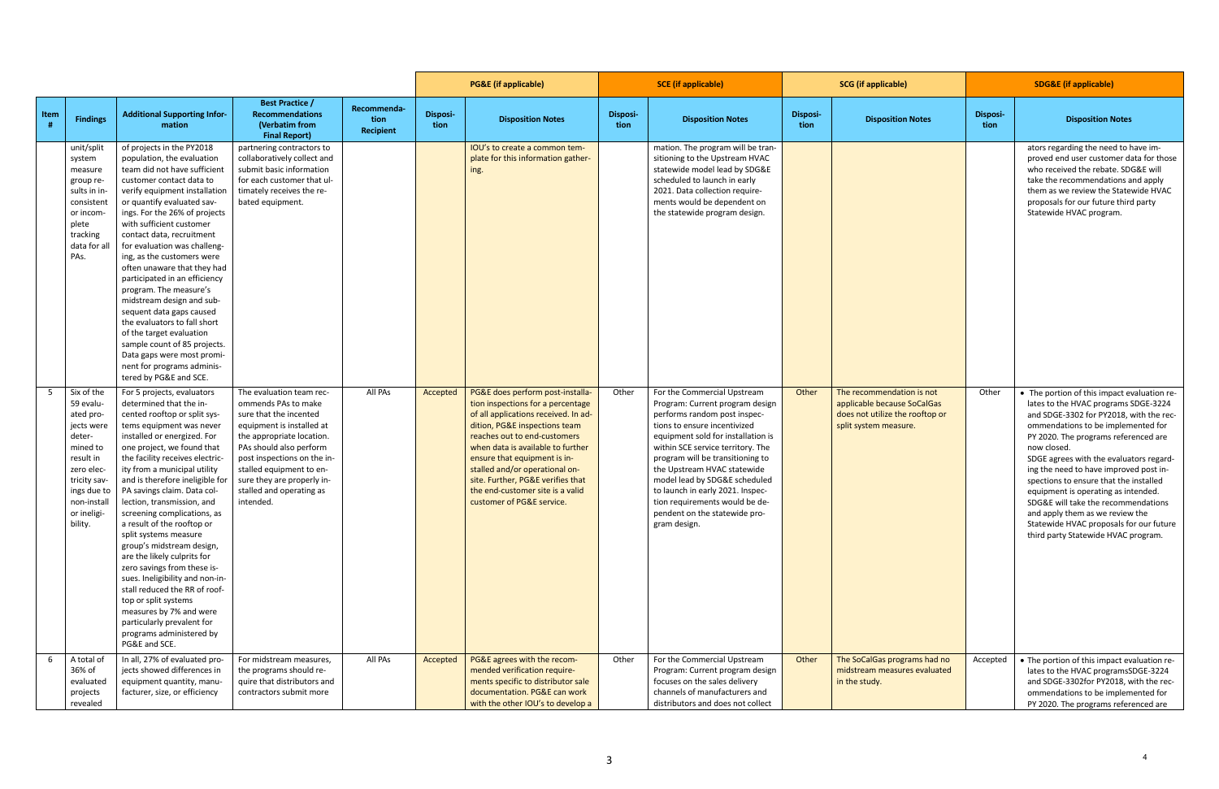| Item # | Findings | Additional Supporting Information | Best Practice / Recommendations (Verbatim from Final Report) | Recommendation Recipient | PG&E (if applicable) Disposition | PG&E (if applicable) Disposition Notes | SCE (if applicable) Disposition | SCE (if applicable) Disposition Notes | SCG (if applicable) Disposition | SCG (if applicable) Disposition Notes | SDG&E (if applicable) Disposition | SDG&E (if applicable) Disposition Notes |
|---|---|---|---|---|---|---|---|---|---|---|---|---|
| | unit/split system measure group results in inconsistent or incomplete tracking data for all PAs. | of projects in the PY2018 population, the evaluation team did not have sufficient customer contact data to verify equipment installation or quantify evaluated savings. For the 26% of projects with sufficient customer contact data, recruitment for evaluation was challenging, as the customers were often unaware that they had participated in an efficiency program. The measure's midstream design and subsequent data gaps caused the evaluators to fall short of the target evaluation sample count of 85 projects. Data gaps were most prominent for programs administered by PG&E and SCE. | partnering contractors to collaboratively collect and submit basic information for each customer that ultimately receives the rebated equipment. | | | IOU's to create a common template for this information gathering. | | mation. The program will be transitioning to the Upstream HVAC statewide model lead by SDG&E scheduled to launch in early 2021. Data collection requirements would be dependent on the statewide program design. | | | | ators regarding the need to have improved end user customer data for those who received the rebate. SDG&E will take the recommendations and apply them as we review the Statewide HVAC proposals for our future third party Statewide HVAC program. |
| 5 | Six of the 59 evaluated projects were determined to result in zero electricity savings due to non-install or ineligibility. | For 5 projects, evaluators determined that the incented rooftop or split systems equipment was never installed or energized. For one project, we found that the facility receives electricity from a municipal utility and is therefore ineligible for PA savings claim. Data collection, transmission, and screening complications, as a result of the rooftop or split systems measure group's midstream design, are the likely culprits for zero savings from these issues. Ineligibility and non-install reduced the RR of rooftop or split systems measures by 7% and were particularly prevalent for programs administered by PG&E and SCE. | The evaluation team recommends PAs to make sure that the incented equipment is installed at the appropriate location. PAs should also perform post inspections on the installed equipment to ensure they are properly installed and operating as intended. | All PAs | Accepted | PG&E does perform post-installation inspections for a percentage of all applications received. In addition, PG&E inspections team reaches out to end-customers when data is available to further ensure that equipment is installed and/or operational onsite. Further, PG&E verifies that the end-customer site is a valid customer of PG&E service. | Other | For the Commercial Upstream Program: Current program design performs random post inspections to ensure incentivized equipment sold for installation is within SCE service territory. The program will be transitioning to the Upstream HVAC statewide model lead by SDG&E scheduled to launch in early 2021. Inspection requirements would be dependent on the statewide program design. | Other | The recommendation is not applicable because SoCalGas does not utilize the rooftop or split system measure. | Other | • The portion of this impact evaluation relates to the HVAC programs SDGE-3224 and SDGE-3302 for PY2018, with the recommendations to be implemented for PY 2020. The programs referenced are now closed.<br>SDGE agrees with the evaluators regarding the need to have improved post inspections to ensure that the installed equipment is operating as intended. SDG&E will take the recommendations and apply them as we review the Statewide HVAC proposals for our future third party Statewide HVAC program. |
| 6 | A total of 36% of evaluated projects revealed | In all, 27% of evaluated projects showed differences in equipment quantity, manufacturer, size, or efficiency | For midstream measures, the programs should require that distributors and contractors submit more | All PAs | Accepted | PG&E agrees with the recommended verification requirements specific to distributor sale documentation. PG&E can work with the other IOU's to develop a | Other | For the Commercial Upstream Program: Current program design focuses on the sales delivery channels of manufacturers and distributors and does not collect | Other | The SoCalGas programs had no midstream measures evaluated in the study. | Accepted | • The portion of this impact evaluation relates to the HVAC programsSDGE-3224 and SDGE-3302for PY2018, with the recommendations to be implemented for PY 2020. The programs referenced are |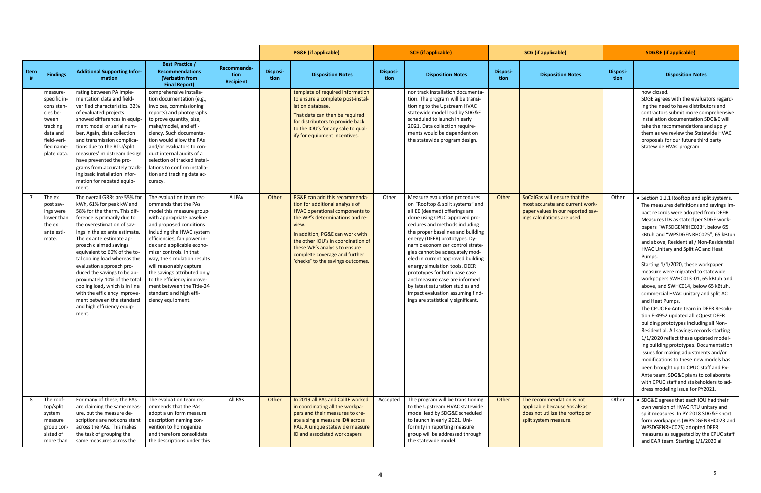| Item # | Findings | Additional Supporting Information | Best Practice / Recommendations (Verbatim from Final Report) | Recommendation Recipient | PG&E (if applicable) Disposition | PG&E (if applicable) Disposition Notes | SCE (if applicable) Disposition | SCE (if applicable) Disposition Notes | SCG (if applicable) Disposition | SCG (if applicable) Disposition Notes | SDG&E (if applicable) Disposition | SDG&E (if applicable) Disposition Notes |
|---|---|---|---|---|---|---|---|---|---|---|---|---|
| | measure-specific inconsistencies between tracking data and field-verified nameplate data. | rating between PA implementation data and field-verified characteristics. 32% of evaluated projects showed differences in equipment model or serial number. Again, data collection and transmission complications due to the RTU/split measures' midstream design have prevented the programs from accurately tracking basic installation information for rebated equipment. | comprehensive installation documentation (e.g., invoices, commissioning reports) and photographs to prove quantity, size, make/model, and efficiency. Such documentation would allow the PAs and/or evaluators to conduct internal audits of a selection of tracked installations to confirm installation and tracking data accuracy. | | | template of required information to ensure a complete post-installation database. That data can then be required for distributors to provide back to the IOU's for any sale to qualify for equipment incentives. | | nor track installation documentation. The program will be transitioning to the Upstream HVAC statewide model lead by SDG&E scheduled to launch in early 2021. Data collection requirements would be dependent on the statewide program design. | | | | now closed. SDGE agrees with the evaluators regarding the need to have distributors and contractors submit more comprehensive installation documentation SDG&E will take the recommendations and apply them as we review the Statewide HVAC proposals for our future third party Statewide HVAC program. |
| 7 | The ex post savings were lower than the ex ante estimate. | The overall GRRs are 55% for kWh, 61% for peak kW and 58% for the therm. This difference is primarily due to the overestimation of savings in the ex ante estimate. The ex ante estimate approach claimed savings equivalent to 60% of the total cooling load whereas the evaluation approach produced the savings to be approximately 10% of the total cooling load, which is in line with the efficiency improvement between the standard and high efficiency equipment. | The evaluation team recommends that the PAs model this measure group with appropriate baseline and proposed conditions including the HVAC system efficiencies, fan power index and applicable economizer controls. In that way, the simulation results will reasonably capture the savings attributed only to the efficiency improvement between the Title-24 standard and high efficiency equipment. | All PAs | Other | PG&E can add this recommendation for additional analysis of HVAC operational components to the WP's determinations and review. In addition, PG&E can work with the other IOU's in coordination of these WP's analysis to ensure complete coverage and further 'checks' to the savings outcomes. | Other | Measure evaluation procedures on "Rooftop & split systems" and all EE (deemed) offerings are done using CPUC approved procedures and methods including the proper baselines and building energy (DEER) prototypes. Dynamic economizer control strategies cannot be adequately modeled in current approved building energy simulation tools. DEER prototypes for both base case and measure case are informed by latest saturation studies and impact evaluation assuming findings are statistically significant. | Other | SoCalGas will ensure that the most accurate and current workpaper values in our reported savings calculations are used. | Other | • Section 1.2.1 Rooftop and split systems. The measures definitions and savings impact records were adopted from DEER Measures IDs as stated per SDGE workpapers "WPSDGENRHC023", below 65 kBtuh and "WPSDGENRHC025", 65 kBtuh and above, Residential / Non-Residential HVAC Unitary and Split AC and Heat Pumps. Starting 1/1/2020, these workpaper measures were migrated to statewide workpapers SWHC013-01, 65 kBtuh and above, and SWHC014, below 65 kBtuh, commercial HVAC unitary and split AC and Heat Pumps. The CPUC Ex-Ante team in DEER Resolution E-4952 updated all eQuest DEER building prototypes including all Non-Residential. All savings records starting 1/1/2020 reflect these updated modeling building prototypes. Documentation issues for making adjustments and/or modifications to these new models has been brought up to CPUC staff and Ex-Ante team. SDG&E plans to collaborate with CPUC staff and stakeholders to address modeling issue for PY2021. |
| 8 | The rooftop/split system measure group consisted of more than | For many of these, the PAs are claiming the same measure, but the measure descriptions are not consistent across the PAs. This makes the task of grouping the same measures across the | The evaluation team recommends that the PAs adopt a uniform measure description naming convention to homogenize and therefore consolidate the descriptions under this | All PAs | Other | In 2019 all PAs and CalTF worked in coordinating all the workpapers and their measures to create a single measure ID# across PAs. A unique statewide measure ID and associated workpapers | Accepted | The program will be transitioning to the Upstream HVAC statewide model lead by SDG&E scheduled to launch in early 2021. Uniformity in reporting measure group will be addressed through the statewide model. | Other | The recommendation is not applicable because SoCalGas does not utilize the rooftop or split system measure. | Other | • SDG&E agrees that each IOU had their own version of HVAC RTU unitary and split measures. In PY 2018 SDG&E short form workpapers (WPSDGENRHC023 and WPSDGENRHC025) adopted DEER measures as suggested by the CPUC staff and EAR team. Starting 1/1/2020 all |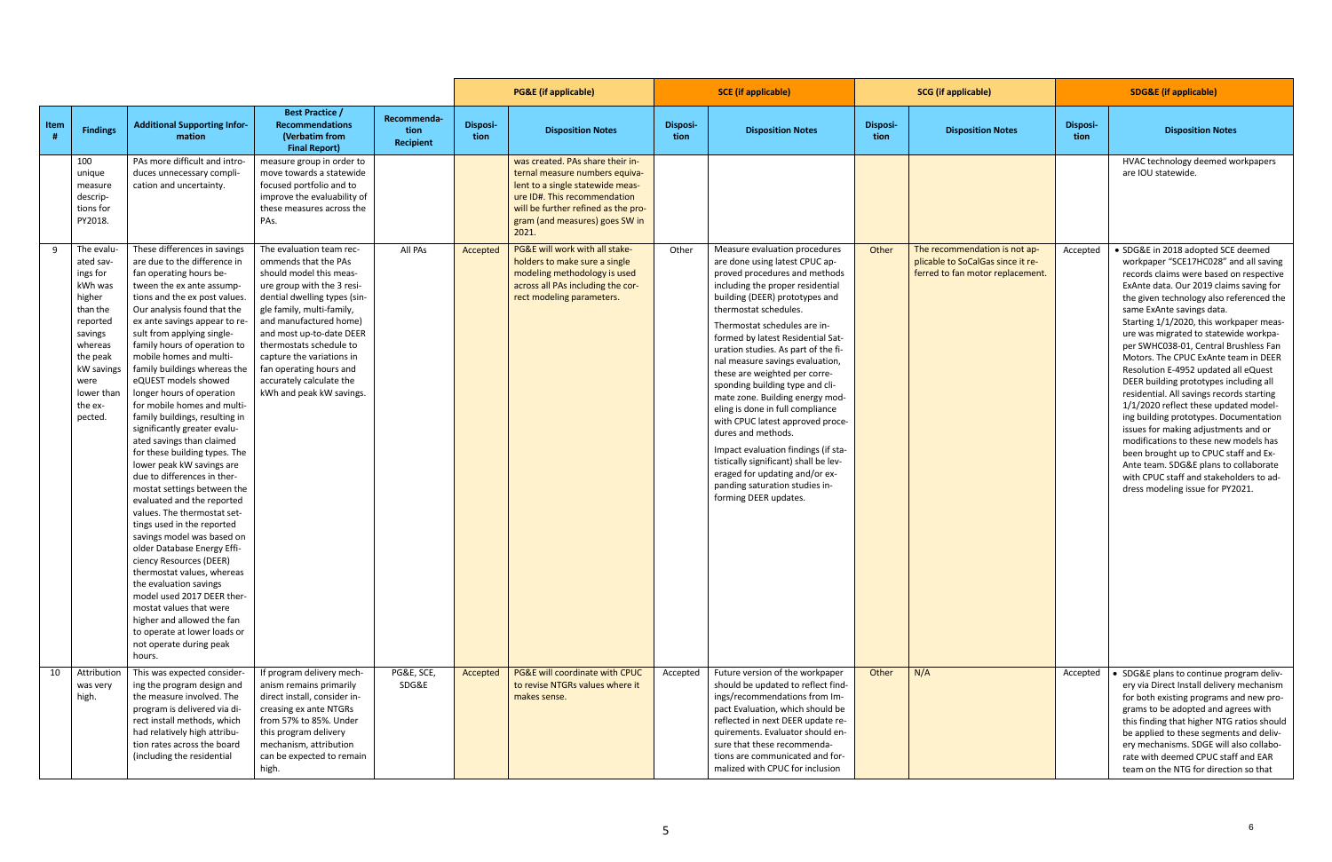| Item # | Findings | Additional Supporting Information | Best Practice / Recommendations (Verbatim from Final Report) | Recommendation Recipient | PG&E (if applicable) | | SCE (if applicable) | | SCG (if applicable) | | SDG&E (if applicable) | |
|---|---|---|---|---|---|---|---|---|---|---|---|---|
| | | | | | Disposition | Disposition Notes | Disposition | Disposition Notes | Disposition | Disposition Notes | Disposition | Disposition Notes |
| | 100 unique measure descriptions for PY2018. | PAs more difficult and introduces unnecessary complication and uncertainty. | measure group in order to move towards a statewide focused portfolio and to improve the evaluability of these measures across the PAs. | | | was created. PAs share their internal measure numbers equivalent to a single statewide measure ID#. This recommendation will be further refined as the program (and measures) goes SW in 2021. | | | | | | HVAC technology deemed workpapers are IOU statewide. |
| 9 | The evaluated savings for kWh was higher than the reported savings whereas the peak kW savings were lower than the expected. | These differences in savings are due to the difference in fan operating hours between the ex ante assumptions and the ex post values. Our analysis found that the ex ante savings appear to result from applying single-family hours of operation to mobile homes and multi-family buildings whereas the eQUEST models showed longer hours of operation for mobile homes and multi-family buildings, resulting in significantly greater evaluated savings than claimed for these building types. The lower peak kW savings are due to differences in thermostat settings between the evaluated and the reported values. The thermostat settings used in the reported savings model was based on older Database Energy Efficiency Resources (DEER) thermostat values, whereas the evaluation savings model used 2017 DEER thermostat values that were higher and allowed the fan to operate at lower loads or not operate during peak hours. | The evaluation team recommends that the PAs should model this measure group with the 3 residential dwelling types (single family, multi-family, and manufactured home) and most up-to-date DEER thermostats schedule to capture the variations in fan operating hours and accurately calculate the kWh and peak kW savings. | All PAs | Accepted | PG&E will work with all stakeholders to make sure a single modeling methodology is used across all PAs including the correct modeling parameters. | Other | Measure evaluation procedures are done using latest CPUC approved procedures and methods including the proper residential building (DEER) prototypes and thermostat schedules.<br><br>Thermostat schedules are informed by latest Residential Saturation studies. As part of the final measure savings evaluation, these are weighted per corresponding building type and climate zone. Building energy modeling is done in full compliance with CPUC latest approved procedures and methods.<br><br>Impact evaluation findings (if statistically significant) shall be leveraged for updating and/or expanding saturation studies informing DEER updates. | Other | The recommendation is not applicable to SoCalGas since it referred to fan motor replacement. | Accepted | • SDG&E in 2018 adopted SCE deemed workpaper "SCE17HC028" and all saving records claims were based on respective ExAnte data. Our 2019 claims saving for the given technology also referenced the same ExAnte savings data. Starting 1/1/2020, this workpaper measure was migrated to statewide workpaper SWHC038-01, Central Brushless Fan Motors. The CPUC ExAnte team in DEER Resolution E-4952 updated all eQuest DEER building prototypes including all residential. All savings records starting 1/1/2020 reflect these updated modeling building prototypes. Documentation issues for making adjustments and or modifications to these new models has been brought up to CPUC staff and Ex-Ante team. SDG&E plans to collaborate with CPUC staff and stakeholders to address modeling issue for PY2021. |
| 10 | Attribution was very high. | This was expected considering the program design and the measure involved. The program is delivered via direct install methods, which had relatively high attribution rates across the board (including the residential | If program delivery mechanism remains primarily direct install, consider increasing ex ante NTGRs from 57% to 85%. Under this program delivery mechanism, attribution can be expected to remain high. | PG&E, SCE, SDG&E | Accepted | PG&E will coordinate with CPUC to revise NTGRs values where it makes sense. | Accepted | Future version of the workpaper should be updated to reflect findings/recommendations from Impact Evaluation, which should be reflected in next DEER update requirements. Evaluator should ensure that these recommendations are communicated and formalized with CPUC for inclusion | Other | N/A | Accepted | • SDG&E plans to continue program delivery via Direct Install delivery mechanism for both existing programs and new programs to be adopted and agrees with this finding that higher NTG ratios should be applied to these segments and delivery mechanisms. SDGE will also collaborate with deemed CPUC staff and EAR team on the NTG for direction so that |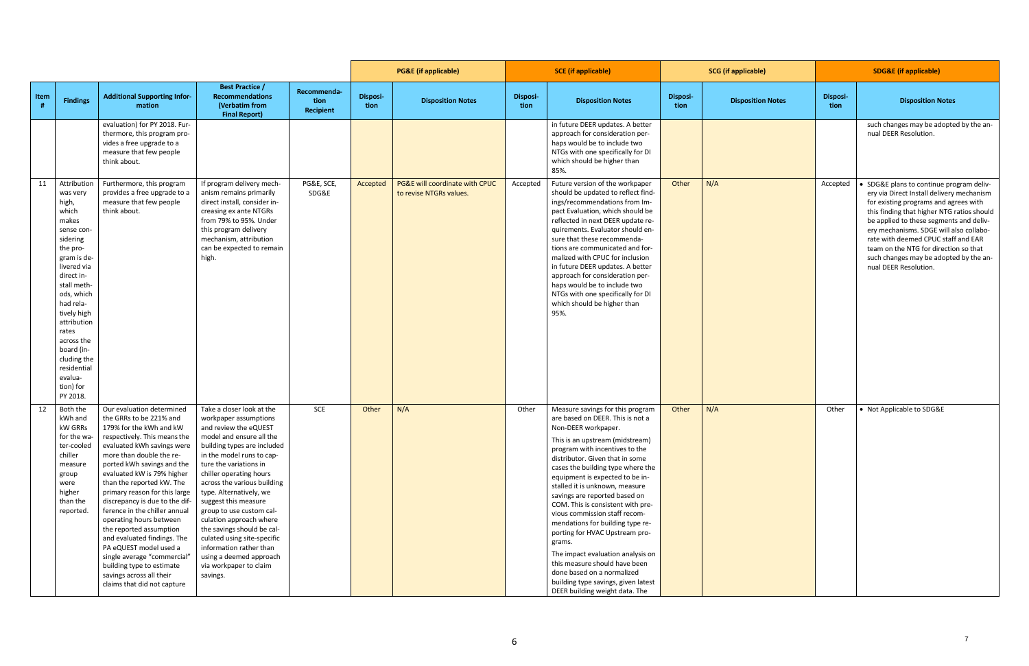| Item # | Findings | Additional Supporting Information | Best Practice / Recommendations (Verbatim from Final Report) | Recommendation Recipient | PG&E (if applicable) Disposition | PG&E (if applicable) Disposition Notes | SCE (if applicable) Disposition | SCE (if applicable) Disposition Notes | SCG (if applicable) Disposition | SCG (if applicable) Disposition Notes | SDG&E (if applicable) Disposition | SDG&E (if applicable) Disposition Notes |
|---|---|---|---|---|---|---|---|---|---|---|---|---|
| | | evaluation) for PY 2018. Furthermore, this program provides a free upgrade to a measure that few people think about. | | | | | | in future DEER updates. A better approach for consideration perhaps would be to include two NTGs with one specifically for DI which should be higher than 85%. | | | | such changes may be adopted by the annual DEER Resolution. |
| 11 | Attribution was very high, which makes sense considering the program is delivered via direct install methods, which had relatively high attribution rates across the board (including the residential evaluation) for PY 2018. | Furthermore, this program provides a free upgrade to a measure that few people think about. | If program delivery mechanism remains primarily direct install, consider increasing ex ante NTGRs from 79% to 95%. Under this program delivery mechanism, attribution can be expected to remain high. | PG&E, SCE, SDG&E | Accepted | PG&E will coordinate with CPUC to revise NTGRs values. | Accepted | Future version of the workpaper should be updated to reflect findings/recommendations from Impact Evaluation, which should be reflected in next DEER update requirements. Evaluator should ensure that these recommendations are communicated and formalized with CPUC for inclusion in future DEER updates. A better approach for consideration perhaps would be to include two NTGs with one specifically for DI which should be higher than 95%. | Other | N/A | Accepted | • SDG&E plans to continue program delivery via Direct Install delivery mechanism for existing programs and agrees with this finding that higher NTG ratios should be applied to these segments and delivery mechanisms. SDGE will also collaborate with deemed CPUC staff and EAR team on the NTG for direction so that such changes may be adopted by the annual DEER Resolution. |
| 12 | Both the kWh and kW GRRs for the water-cooled chiller measure group were higher than the reported. | Our evaluation determined the GRRs to be 221% and 179% for the kWh and kW respectively. This means the evaluated kWh savings were more than double the reported kWh savings and the evaluated kW is 79% higher than the reported kW. The primary reason for this large discrepancy is due to the difference in the chiller annual operating hours between the reported assumption and evaluated findings. The PA eQUEST model used a single average "commercial" building type to estimate savings across all their claims that did not capture | Take a closer look at the workpaper assumptions and review the eQUEST model and ensure all the building types are included in the model runs to capture the variations in chiller operating hours across the various building type. Alternatively, we suggest this measure group to use custom calculation approach where the savings should be calculated using site-specific information rather than using a deemed approach via workpaper to claim savings. | SCE | Other | N/A | Other | Measure savings for this program are based on DEER. This is not a Non-DEER workpaper.<br><br>This is an upstream (midstream) program with incentives to the distributor. Given that in some cases the building type where the equipment is expected to be installed it is unknown, measure savings are reported based on COM. This is consistent with previous commission staff recommendations for building type reporting for HVAC Upstream programs.<br><br>The impact evaluation analysis on this measure should have been done based on a normalized building type savings, given latest DEER building weight data. The | Other | N/A | Other | • Not Applicable to SDG&E |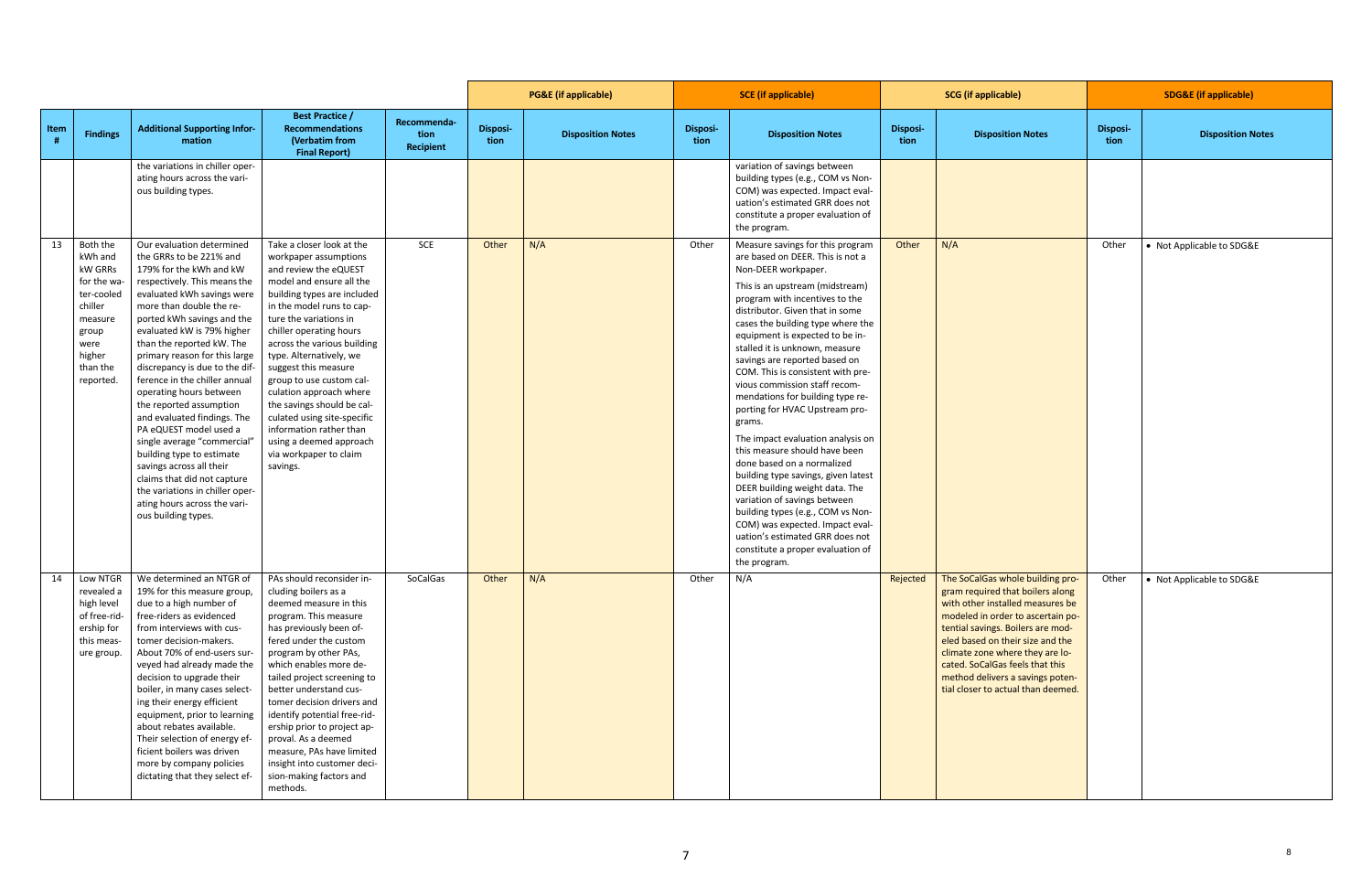| | | | | PG&E (if applicable) | | SCE (if applicable) | | SCG (if applicable) | | SDG&E (if applicable) | |
|---|---|---|---|---|---|---|---|---|---|---|---|
| Item # | Findings | Additional Supporting Information | Best Practice / Recommendations (Verbatim from Final Report) | Recommendation Recipient | Disposition | Disposition Notes | Disposition | Disposition Notes | Disposition | Disposition Notes | Disposition | Disposition Notes |
| | | the variations in chiller operating hours across the various building types. | | | | | | variation of savings between building types (e.g., COM vs Non-COM) was expected. Impact evaluation's estimated GRR does not constitute a proper evaluation of the program. | | | | |
| 13 | Both the kWh and kW GRRs for the water-cooled chiller measure group were higher than the reported. | Our evaluation determined the GRRs to be 221% and 179% for the kWh and kW respectively. This means the evaluated kWh savings were more than double the reported kWh savings and the evaluated kW is 79% higher than the reported kW. The primary reason for this large discrepancy is due to the difference in the chiller annual operating hours between the reported assumption and evaluated findings. The PA eQUEST model used a single average "commercial" building type to estimate savings across all their claims that did not capture the variations in chiller operating hours across the various building types. | Take a closer look at the workpaper assumptions and review the eQUEST model and ensure all the building types are included in the model runs to capture the variations in chiller operating hours across the various building type. Alternatively, we suggest this measure group to use custom calculation approach where the savings should be calculated using site-specific information rather than using a deemed approach via workpaper to claim savings. | SCE | Other | N/A | Other | Measure savings for this program are based on DEER. This is not a Non-DEER workpaper.<br><br>This is an upstream (midstream) program with incentives to the distributor. Given that in some cases the building type where the equipment is expected to be installed it is unknown, measure savings are reported based on COM. This is consistent with previous commission staff recommendations for building type reporting for HVAC Upstream programs.<br><br>The impact evaluation analysis on this measure should have been done based on a normalized building type savings, given latest DEER building weight data. The variation of savings between building types (e.g., COM vs Non-COM) was expected. Impact evaluation's estimated GRR does not constitute a proper evaluation of the program. | Other | N/A | Other | • Not Applicable to SDG&E |
| 14 | Low NTGR revealed a high level of free-ridership for this measure group. | We determined an NTGR of 19% for this measure group, due to a high number of free-riders as evidenced from interviews with customer decision-makers. About 70% of end-users surveyed had already made the decision to upgrade their boiler, in many cases selecting their energy efficient equipment, prior to learning about rebates available. Their selection of energy efficient boilers was driven more by company policies dictating that they select ef- | PAs should reconsider including boilers as a deemed measure in this program. This measure has previously been offered under the custom program by other PAs, which enables more detailed project screening to better understand customer decision drivers and identify potential free-ridership prior to project approval. As a deemed measure, PAs have limited insight into customer decision-making factors and methods. | SoCalGas | Other | N/A | Other | N/A | Rejected | The SoCalGas whole building program required that boilers along with other installed measures be modeled in order to ascertain potential savings. Boilers are modeled based on their size and the climate zone where they are located. SoCalGas feels that this method delivers a savings potential closer to actual than deemed. | Other | • Not Applicable to SDG&E |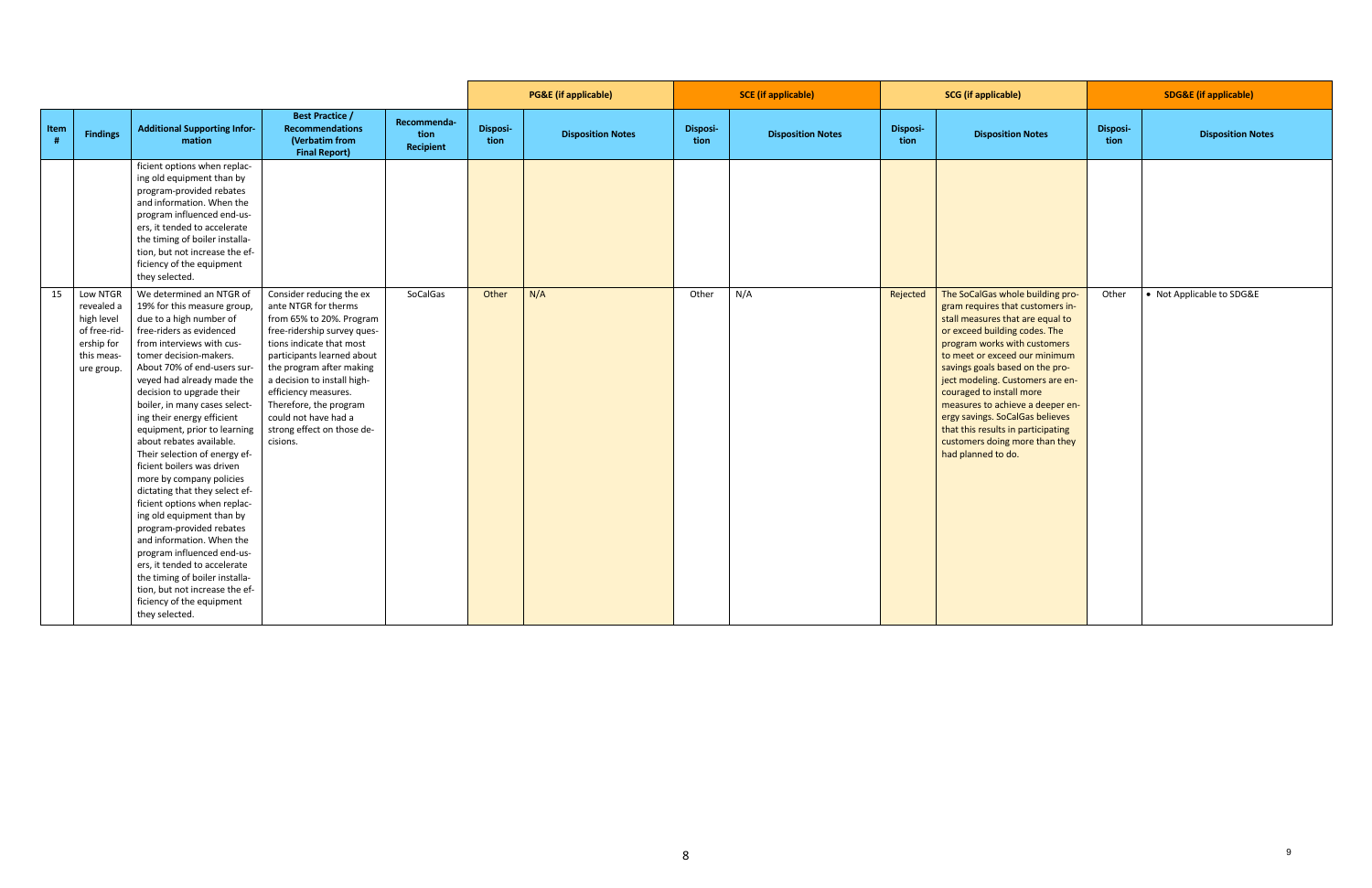| | | | | | PG&E (if applicable) | | SCE (if applicable) | | SCG (if applicable) | | SDG&E (if applicable) | |
|---|---|---|---|---|---|---|---|---|---|---|---|---|
| Item # | Findings | Additional Supporting Information | Best Practice / Recommendations (Verbatim from Final Report) | Recommendation Recipient | Disposition | Disposition Notes | Disposition | Disposition Notes | Disposition | Disposition Notes | Disposition | Disposition Notes |
| | | ficient options when replacing old equipment than by program-provided rebates and information. When the program influenced end-users, it tended to accelerate the timing of boiler installation, but not increase the efficiency of the equipment they selected. | | | | | | | | | | |
| 15 | Low NTGR revealed a high level of free-ridership for this measure group. | We determined an NTGR of 19% for this measure group, due to a high number of free-riders as evidenced from interviews with customer decision-makers. About 70% of end-users surveyed had already made the decision to upgrade their boiler, in many cases selecting their energy efficient equipment, prior to learning about rebates available. Their selection of energy efficient boilers was driven more by company policies dictating that they select efficient options when replacing old equipment than by program-provided rebates and information. When the program influenced end-users, it tended to accelerate the timing of boiler installation, but not increase the efficiency of the equipment they selected. | Consider reducing the ex ante NTGR for therms from 65% to 20%. Program free-ridership survey questions indicate that most participants learned about the program after making a decision to install high-efficiency measures. Therefore, the program could not have had a strong effect on those decisions. | SoCalGas | Other | N/A | Other | N/A | Rejected | The SoCalGas whole building program requires that customers install measures that are equal to or exceed building codes. The program works with customers to meet or exceed our minimum savings goals based on the project modeling. Customers are encouraged to install more measures to achieve a deeper energy savings. SoCalGas believes that this results in participating customers doing more than they had planned to do. | Other | • Not Applicable to SDG&E |